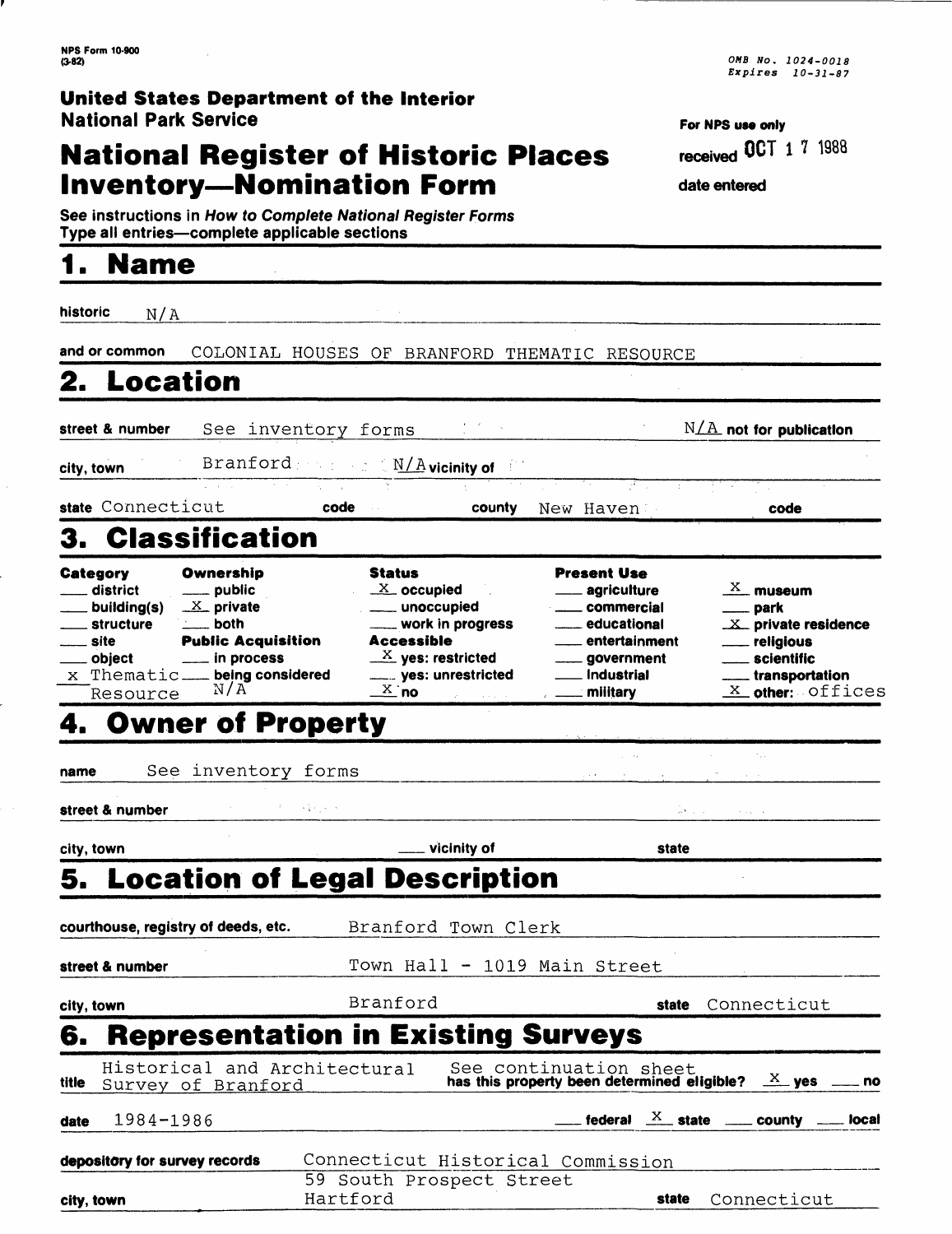NPS Form 10-900 (3-82)

OMB No. 1024-0018
Expires 10-31-87

**United States Department of the Interior**
**National Park Service**

# National Register of Historic Places Inventory—Nomination Form

For NPS use only

received OCT 1 7 1988

date entered

See instructions in *How to Complete National Register Forms*
Type all entries—complete applicable sections

## 1. Name

historic N/A

and or common COLONIAL HOUSES OF BRANFORD THEMATIC RESOURCE

## 2. Location

street & number See inventory forms N/A not for publication

city, town Branford N/A vicinity of

state Connecticut code county New Haven code

## 3. Classification

| Category | Ownership | Status | Present Use | |
|---|---|---|---|---|
| ___ district | ___ public | X occupied | ___ agriculture | X museum |
| ___ building(s) | X private | ___ unoccupied | ___ commercial | ___ park |
| ___ structure | ___ both | ___ work in progress | ___ educational | X private residence |
| ___ site | **Public Acquisition** | **Accessible** | ___ entertainment | ___ religious |
| ___ object | ___ in process | X yes: restricted | ___ government | ___ scientific |
| x Thematic Resource | ___ being considered N/A | ___ yes: unrestricted | ___ industrial | ___ transportation |
| | | X no | ___ military | X other: offices |

## 4. Owner of Property

name See inventory forms

street & number

city, town ___ vicinity of state

## 5. Location of Legal Description

courthouse, registry of deeds, etc. Branford Town Clerk

street & number Town Hall - 1019 Main Street

city, town Branford state Connecticut

## 6. Representation in Existing Surveys

title Historical and Architectural Survey of Branford See continuation sheet has this property been determined eligible? X yes ___ no

date 1984-1986 ___ federal X state ___ county ___ local

depository for survey records Connecticut Historical Commission 59 South Prospect Street

city, town Hartford state Connecticut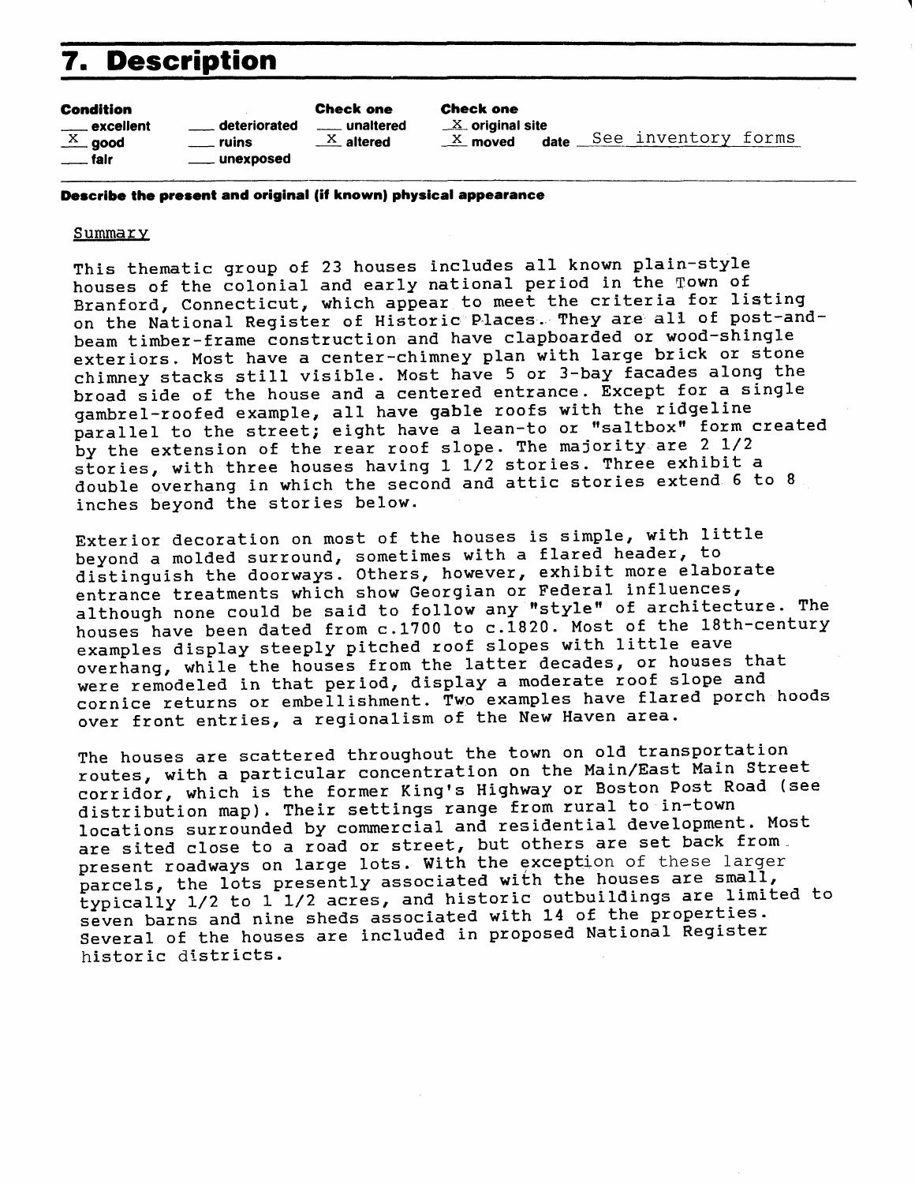## 7. Description

| Condition | | Check one | Check one | |
|---|---|---|---|---|
| ___ excellent | ___ deteriorated | ___ unaltered | _X_ original site | |
| _X_ good | ___ ruins | _X_ altered | _X_ moved | date _See inventory forms_ |
| ___ fair | ___ unexposed | | | |

**Describe the present and original (if known) physical appearance**

Summary

This thematic group of 23 houses includes all known plain-style houses of the colonial and early national period in the Town of Branford, Connecticut, which appear to meet the criteria for listing on the National Register of Historic Places. They are all of post-and-beam timber-frame construction and have clapboarded or wood-shingle exteriors. Most have a center-chimney plan with large brick or stone chimney stacks still visible. Most have 5 or 3-bay facades along the broad side of the house and a centered entrance. Except for a single gambrel-roofed example, all have gable roofs with the ridgeline parallel to the street; eight have a lean-to or "saltbox" form created by the extension of the rear roof slope. The majority are 2 1/2 stories, with three houses having 1 1/2 stories. Three exhibit a double overhang in which the second and attic stories extend 6 to 8 inches beyond the stories below.

Exterior decoration on most of the houses is simple, with little beyond a molded surround, sometimes with a flared header, to distinguish the doorways. Others, however, exhibit more elaborate entrance treatments which show Georgian or Federal influences, although none could be said to follow any "style" of architecture. The houses have been dated from c.1700 to c.1820. Most of the 18th-century examples display steeply pitched roof slopes with little eave overhang, while the houses from the latter decades, or houses that were remodeled in that period, display a moderate roof slope and cornice returns or embellishment. Two examples have flared porch hoods over front entries, a regionalism of the New Haven area.

The houses are scattered throughout the town on old transportation routes, with a particular concentration on the Main/East Main Street corridor, which is the former King's Highway or Boston Post Road (see distribution map). Their settings range from rural to in-town locations surrounded by commercial and residential development. Most are sited close to a road or street, but others are set back from present roadways on large lots. With the exception of these larger parcels, the lots presently associated with the houses are small, typically 1/2 to 1 1/2 acres, and historic outbuildings are limited to seven barns and nine sheds associated with 14 of the properties. Several of the houses are included in proposed National Register historic districts.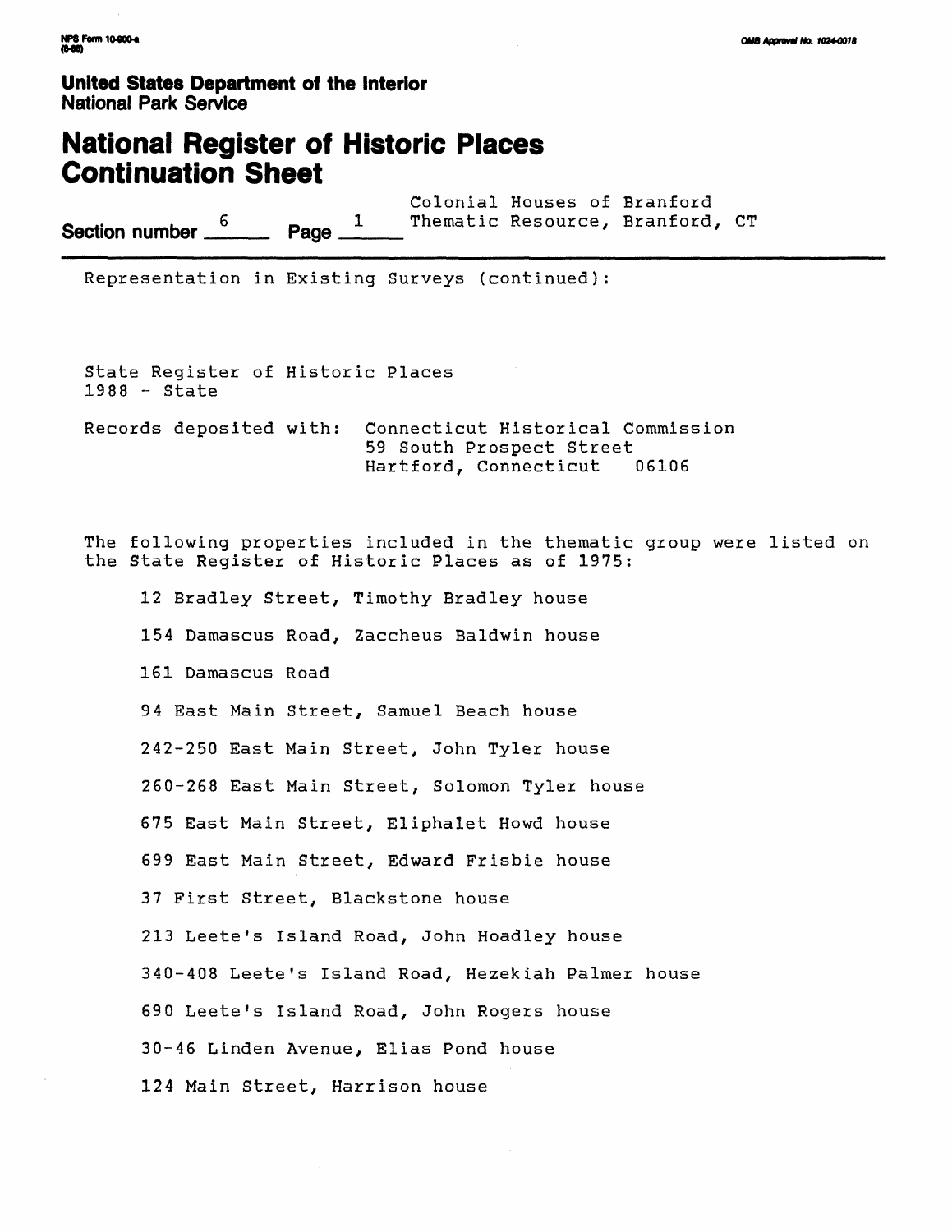United States Department of the Interior
National Park Service

# National Register of Historic Places Continuation Sheet

Section number 6 Page 1

Colonial Houses of Branford Thematic Resource, Branford, CT

Representation in Existing Surveys (continued):

State Register of Historic Places
1988 - State

Records deposited with: Connecticut Historical Commission
59 South Prospect Street
Hartford, Connecticut 06106

The following properties included in the thematic group were listed on the State Register of Historic Places as of 1975:

- 12 Bradley Street, Timothy Bradley house
- 154 Damascus Road, Zaccheus Baldwin house
- 161 Damascus Road
- 94 East Main Street, Samuel Beach house
- 242-250 East Main Street, John Tyler house
- 260-268 East Main Street, Solomon Tyler house
- 675 East Main Street, Eliphalet Howd house
- 699 East Main Street, Edward Frisbie house
- 37 First Street, Blackstone house
- 213 Leete's Island Road, John Hoadley house
- 340-408 Leete's Island Road, Hezekiah Palmer house
- 690 Leete's Island Road, John Rogers house
- 30-46 Linden Avenue, Elias Pond house
- 124 Main Street, Harrison house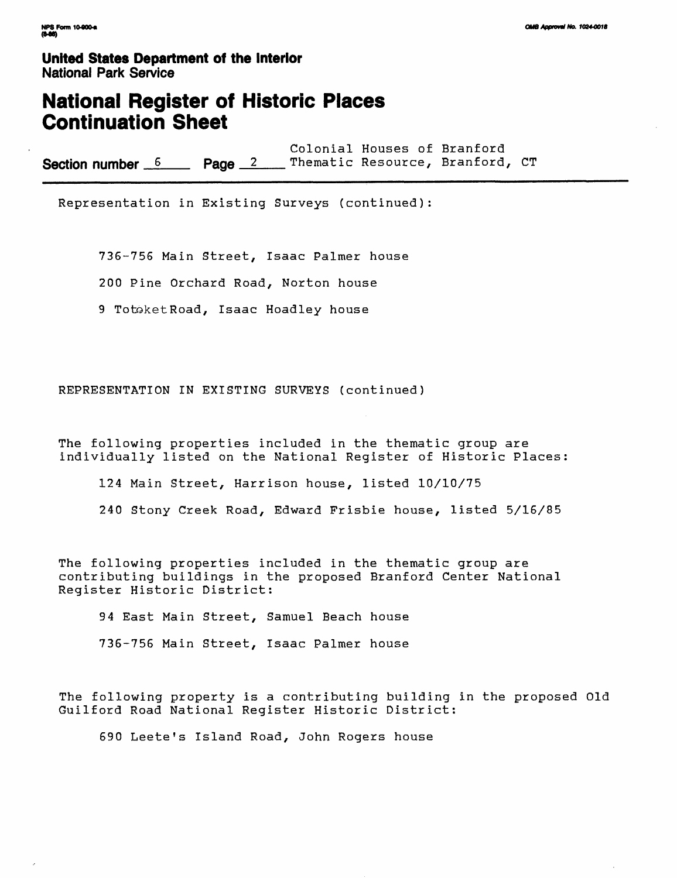United States Department of the Interior
National Park Service

# National Register of Historic Places Continuation Sheet

Section number 6 Page 2 Colonial Houses of Branford Thematic Resource, Branford, CT

Representation in Existing Surveys (continued):

736-756 Main Street, Isaac Palmer house

200 Pine Orchard Road, Norton house

9 TotoketRoad, Isaac Hoadley house

REPRESENTATION IN EXISTING SURVEYS (continued)

The following properties included in the thematic group are individually listed on the National Register of Historic Places:

124 Main Street, Harrison house, listed 10/10/75

240 Stony Creek Road, Edward Frisbie house, listed 5/16/85

The following properties included in the thematic group are contributing buildings in the proposed Branford Center National Register Historic District:

94 East Main Street, Samuel Beach house

736-756 Main Street, Isaac Palmer house

The following property is a contributing building in the proposed Old Guilford Road National Register Historic District:

690 Leete's Island Road, John Rogers house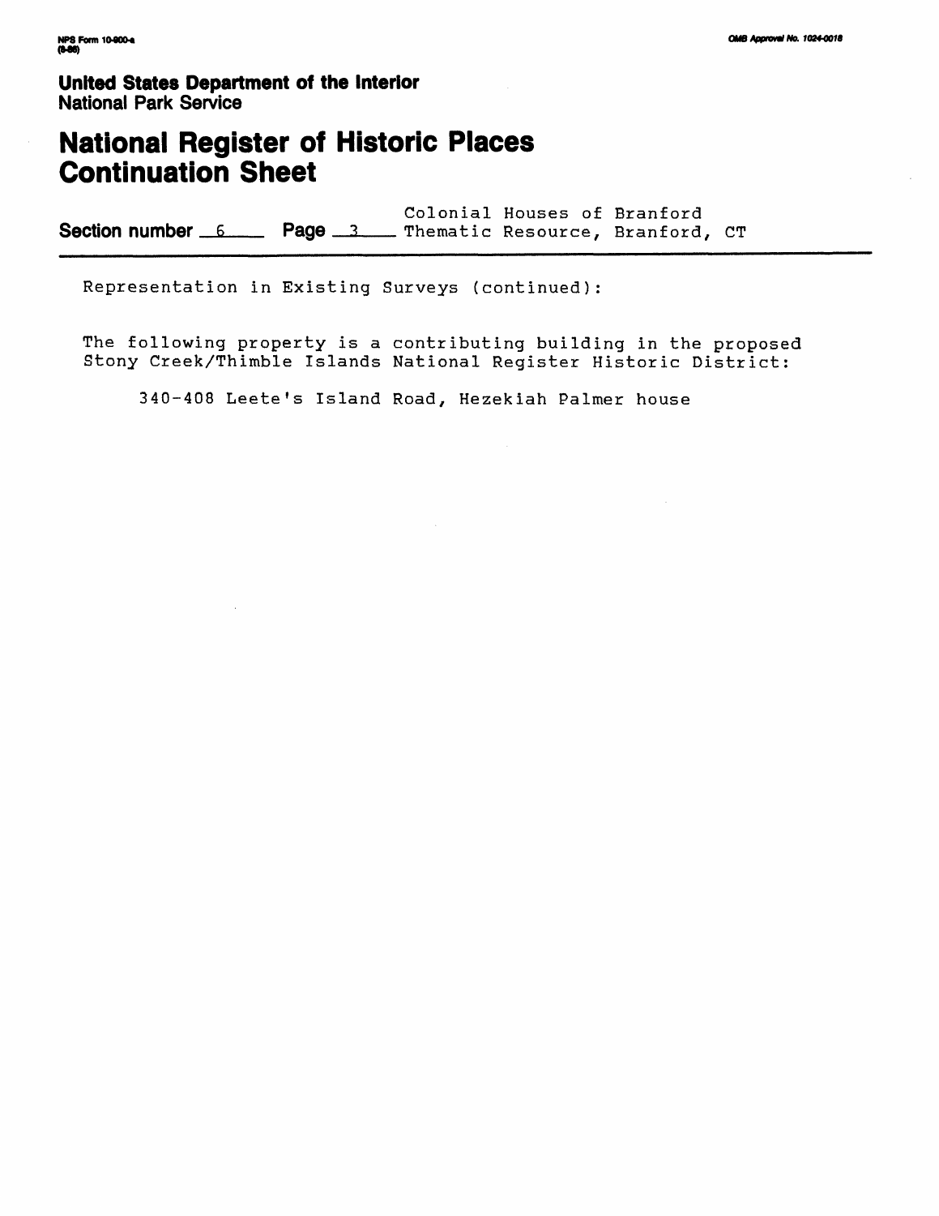**United States Department of the Interior**
National Park Service

# National Register of Historic Places Continuation Sheet

**Section number** 6 **Page** 3 Colonial Houses of Branford Thematic Resource, Branford, CT

Representation in Existing Surveys (continued):

The following property is a contributing building in the proposed Stony Creek/Thimble Islands National Register Historic District:

340-408 Leete's Island Road, Hezekiah Palmer house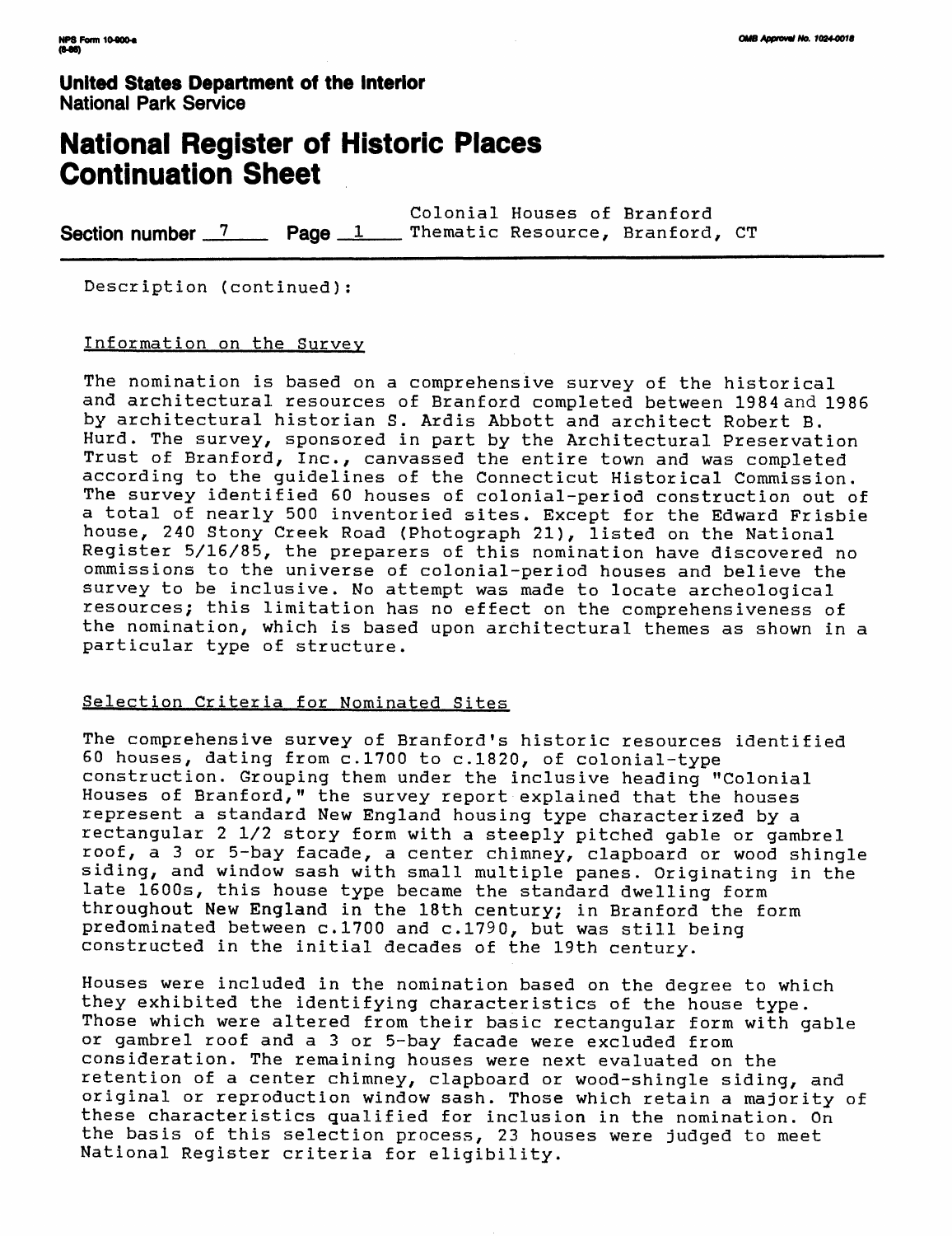**United States Department of the Interior**
**National Park Service**

# National Register of Historic Places Continuation Sheet

Section number 7 Page 1 Colonial Houses of Branford Thematic Resource, Branford, CT

Description (continued):

## Information on the Survey

The nomination is based on a comprehensive survey of the historical and architectural resources of Branford completed between 1984 and 1986 by architectural historian S. Ardis Abbott and architect Robert B. Hurd. The survey, sponsored in part by the Architectural Preservation Trust of Branford, Inc., canvassed the entire town and was completed according to the guidelines of the Connecticut Historical Commission. The survey identified 60 houses of colonial-period construction out of a total of nearly 500 inventoried sites. Except for the Edward Frisbie house, 240 Stony Creek Road (Photograph 21), listed on the National Register 5/16/85, the preparers of this nomination have discovered no ommissions to the universe of colonial-period houses and believe the survey to be inclusive. No attempt was made to locate archeological resources; this limitation has no effect on the comprehensiveness of the nomination, which is based upon architectural themes as shown in a particular type of structure.

## Selection Criteria for Nominated Sites

The comprehensive survey of Branford's historic resources identified 60 houses, dating from c.1700 to c.1820, of colonial-type construction. Grouping them under the inclusive heading "Colonial Houses of Branford," the survey report explained that the houses represent a standard New England housing type characterized by a rectangular 2 1/2 story form with a steeply pitched gable or gambrel roof, a 3 or 5-bay facade, a center chimney, clapboard or wood shingle siding, and window sash with small multiple panes. Originating in the late 1600s, this house type became the standard dwelling form throughout New England in the 18th century; in Branford the form predominated between c.1700 and c.1790, but was still being constructed in the initial decades of the 19th century.

Houses were included in the nomination based on the degree to which they exhibited the identifying characteristics of the house type. Those which were altered from their basic rectangular form with gable or gambrel roof and a 3 or 5-bay facade were excluded from consideration. The remaining houses were next evaluated on the retention of a center chimney, clapboard or wood-shingle siding, and original or reproduction window sash. Those which retain a majority of these characteristics qualified for inclusion in the nomination. On the basis of this selection process, 23 houses were judged to meet National Register criteria for eligibility.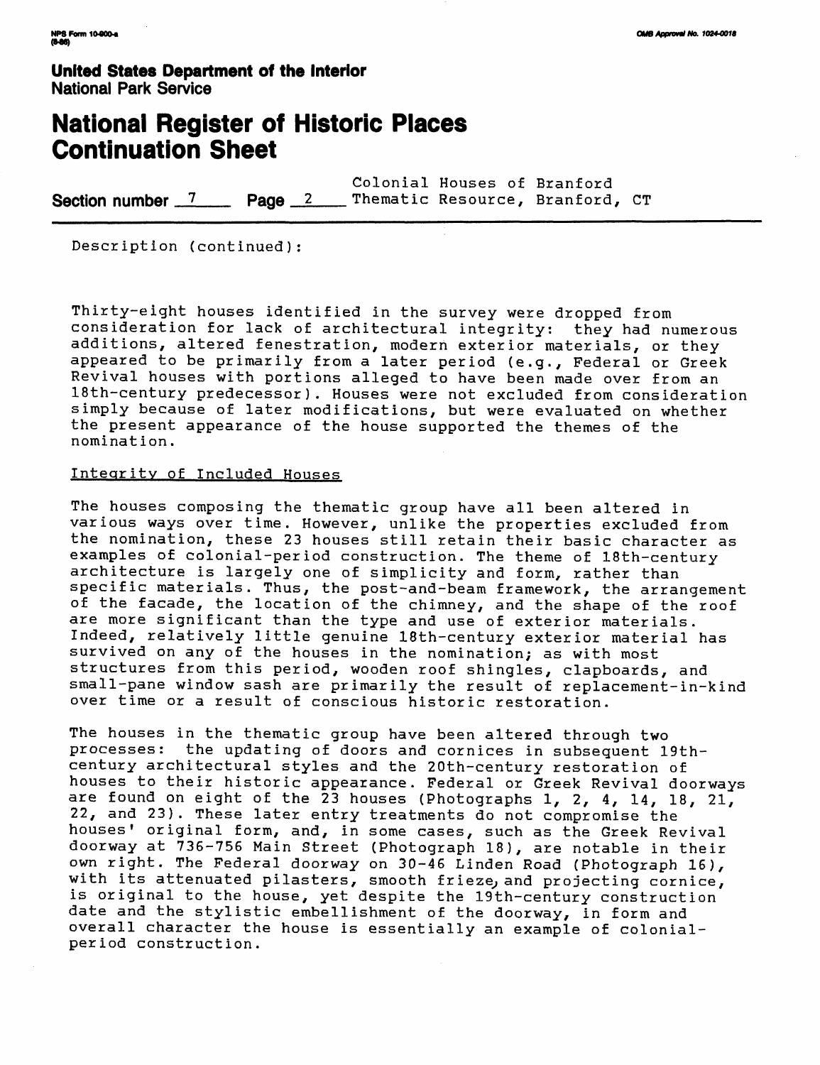Description (continued):

Thirty-eight houses identified in the survey were dropped from consideration for lack of architectural integrity: they had numerous additions, altered fenestration, modern exterior materials, or they appeared to be primarily from a later period (e.g., Federal or Greek Revival houses with portions alleged to have been made over from an 18th-century predecessor). Houses were not excluded from consideration simply because of later modifications, but were evaluated on whether the present appearance of the house supported the themes of the nomination.

## Integrity of Included Houses

The houses composing the thematic group have all been altered in various ways over time. However, unlike the properties excluded from the nomination, these 23 houses still retain their basic character as examples of colonial-period construction. The theme of 18th-century architecture is largely one of simplicity and form, rather than specific materials. Thus, the post-and-beam framework, the arrangement of the facade, the location of the chimney, and the shape of the roof are more significant than the type and use of exterior materials. Indeed, relatively little genuine 18th-century exterior material has survived on any of the houses in the nomination; as with most structures from this period, wooden roof shingles, clapboards, and small-pane window sash are primarily the result of replacement-in-kind over time or a result of conscious historic restoration.

The houses in the thematic group have been altered through two processes: the updating of doors and cornices in subsequent 19th-century architectural styles and the 20th-century restoration of houses to their historic appearance. Federal or Greek Revival doorways are found on eight of the 23 houses (Photographs 1, 2, 4, 14, 18, 21, 22, and 23). These later entry treatments do not compromise the houses' original form, and, in some cases, such as the Greek Revival doorway at 736-756 Main Street (Photograph 18), are notable in their own right. The Federal doorway on 30-46 Linden Road (Photograph 16), with its attenuated pilasters, smooth frieze, and projecting cornice, is original to the house, yet despite the 19th-century construction date and the stylistic embellishment of the doorway, in form and overall character the house is essentially an example of colonial-period construction.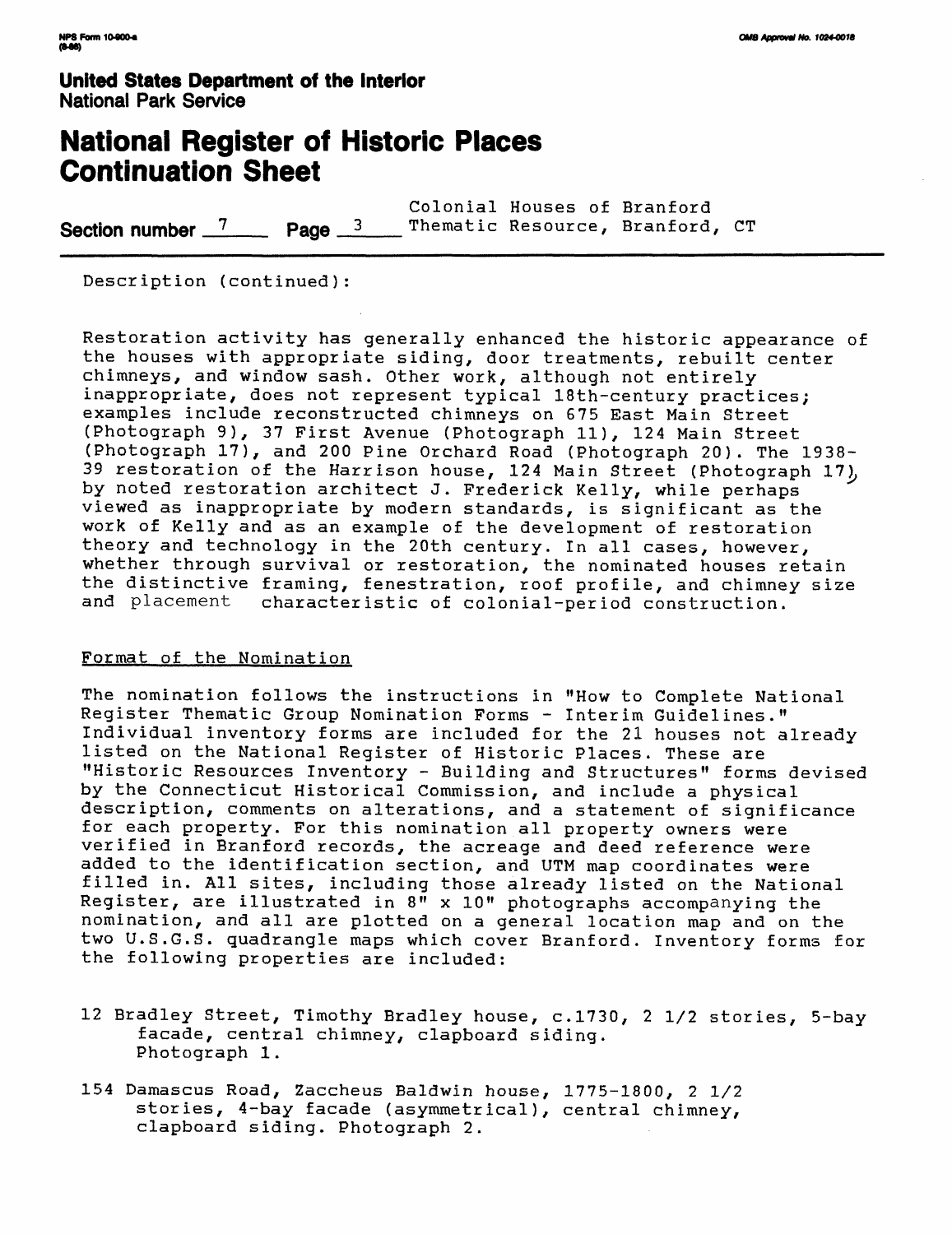Description (continued):

Restoration activity has generally enhanced the historic appearance of the houses with appropriate siding, door treatments, rebuilt center chimneys, and window sash. Other work, although not entirely inappropriate, does not represent typical 18th-century practices; examples include reconstructed chimneys on 675 East Main Street (Photograph 9), 37 First Avenue (Photograph 11), 124 Main Street (Photograph 17), and 200 Pine Orchard Road (Photograph 20). The 1938-39 restoration of the Harrison house, 124 Main Street (Photograph 17), by noted restoration architect J. Frederick Kelly, while perhaps viewed as inappropriate by modern standards, is significant as the work of Kelly and as an example of the development of restoration theory and technology in the 20th century. In all cases, however, whether through survival or restoration, the nominated houses retain the distinctive framing, fenestration, roof profile, and chimney size and placement characteristic of colonial-period construction.

## Format of the Nomination

The nomination follows the instructions in "How to Complete National Register Thematic Group Nomination Forms - Interim Guidelines." Individual inventory forms are included for the 21 houses not already listed on the National Register of Historic Places. These are "Historic Resources Inventory - Building and Structures" forms devised by the Connecticut Historical Commission, and include a physical description, comments on alterations, and a statement of significance for each property. For this nomination all property owners were verified in Branford records, the acreage and deed reference were added to the identification section, and UTM map coordinates were filled in. All sites, including those already listed on the National Register, are illustrated in 8" x 10" photographs accompanying the nomination, and all are plotted on a general location map and on the two U.S.G.S. quadrangle maps which cover Branford. Inventory forms for the following properties are included:

12 Bradley Street, Timothy Bradley house, c.1730, 2 1/2 stories, 5-bay facade, central chimney, clapboard siding. Photograph 1.

154 Damascus Road, Zaccheus Baldwin house, 1775-1800, 2 1/2 stories, 4-bay facade (asymmetrical), central chimney, clapboard siding. Photograph 2.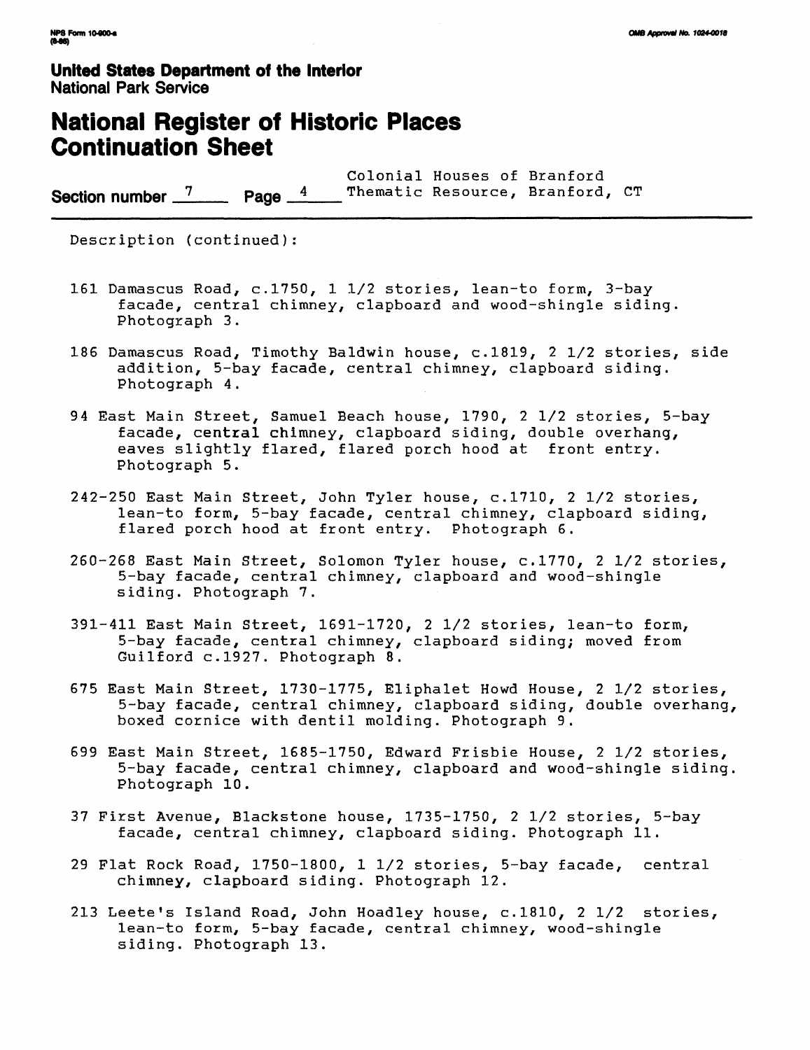# United States Department of the Interior
National Park Service

# National Register of Historic Places Continuation Sheet

Section number 7 Page 4 Colonial Houses of Branford Thematic Resource, Branford, CT

Description (continued):

161 Damascus Road, c.1750, 1 1/2 stories, lean-to form, 3-bay facade, central chimney, clapboard and wood-shingle siding. Photograph 3.

186 Damascus Road, Timothy Baldwin house, c.1819, 2 1/2 stories, side addition, 5-bay facade, central chimney, clapboard siding. Photograph 4.

94 East Main Street, Samuel Beach house, 1790, 2 1/2 stories, 5-bay facade, central chimney, clapboard siding, double overhang, eaves slightly flared, flared porch hood at front entry. Photograph 5.

242-250 East Main Street, John Tyler house, c.1710, 2 1/2 stories, lean-to form, 5-bay facade, central chimney, clapboard siding, flared porch hood at front entry. Photograph 6.

260-268 East Main Street, Solomon Tyler house, c.1770, 2 1/2 stories, 5-bay facade, central chimney, clapboard and wood-shingle siding. Photograph 7.

391-411 East Main Street, 1691-1720, 2 1/2 stories, lean-to form, 5-bay facade, central chimney, clapboard siding; moved from Guilford c.1927. Photograph 8.

675 East Main Street, 1730-1775, Eliphalet Howd House, 2 1/2 stories, 5-bay facade, central chimney, clapboard siding, double overhang, boxed cornice with dentil molding. Photograph 9.

699 East Main Street, 1685-1750, Edward Frisbie House, 2 1/2 stories, 5-bay facade, central chimney, clapboard and wood-shingle siding. Photograph 10.

37 First Avenue, Blackstone house, 1735-1750, 2 1/2 stories, 5-bay facade, central chimney, clapboard siding. Photograph 11.

29 Flat Rock Road, 1750-1800, 1 1/2 stories, 5-bay facade, central chimney, clapboard siding. Photograph 12.

213 Leete's Island Road, John Hoadley house, c.1810, 2 1/2 stories, lean-to form, 5-bay facade, central chimney, wood-shingle siding. Photograph 13.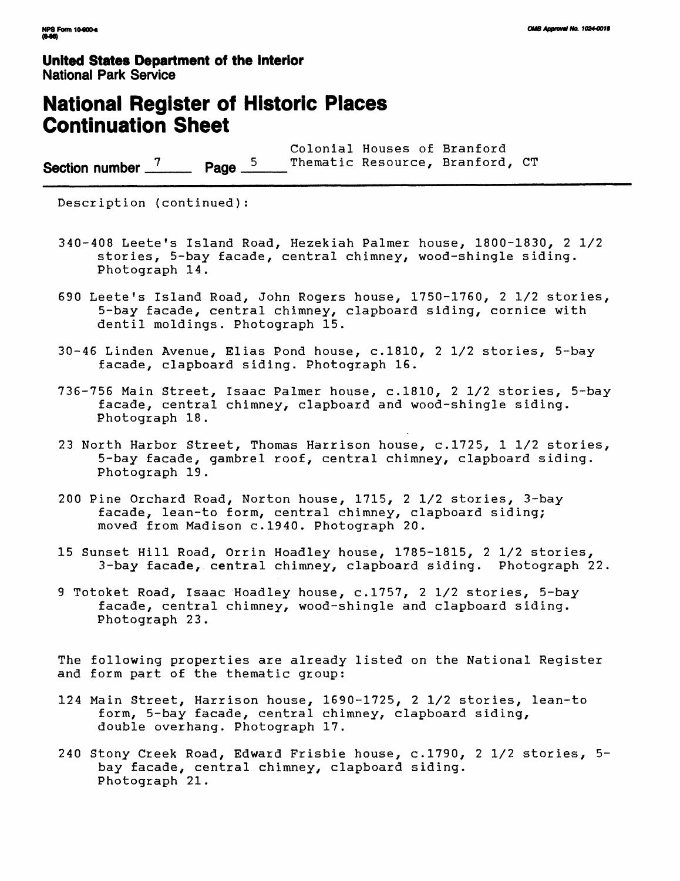**United States Department of the Interior**
National Park Service

# National Register of Historic Places Continuation Sheet

Section number 7 Page 5 Colonial Houses of Branford Thematic Resource, Branford, CT

Description (continued):

340-408 Leete's Island Road, Hezekiah Palmer house, 1800-1830, 2 1/2 stories, 5-bay facade, central chimney, wood-shingle siding. Photograph 14.

690 Leete's Island Road, John Rogers house, 1750-1760, 2 1/2 stories, 5-bay facade, central chimney, clapboard siding, cornice with dentil moldings. Photograph 15.

30-46 Linden Avenue, Elias Pond house, c.1810, 2 1/2 stories, 5-bay facade, clapboard siding. Photograph 16.

736-756 Main Street, Isaac Palmer house, c.1810, 2 1/2 stories, 5-bay facade, central chimney, clapboard and wood-shingle siding. Photograph 18.

23 North Harbor Street, Thomas Harrison house, c.1725, 1 1/2 stories, 5-bay facade, gambrel roof, central chimney, clapboard siding. Photograph 19.

200 Pine Orchard Road, Norton house, 1715, 2 1/2 stories, 3-bay facade, lean-to form, central chimney, clapboard siding; moved from Madison c.1940. Photograph 20.

15 Sunset Hill Road, Orrin Hoadley house, 1785-1815, 2 1/2 stories, 3-bay facade, central chimney, clapboard siding. Photograph 22.

9 Totoket Road, Isaac Hoadley house, c.1757, 2 1/2 stories, 5-bay facade, central chimney, wood-shingle and clapboard siding. Photograph 23.

The following properties are already listed on the National Register and form part of the thematic group:

124 Main Street, Harrison house, 1690-1725, 2 1/2 stories, lean-to form, 5-bay facade, central chimney, clapboard siding, double overhang. Photograph 17.

240 Stony Creek Road, Edward Frisbie house, c.1790, 2 1/2 stories, 5-bay facade, central chimney, clapboard siding. Photograph 21.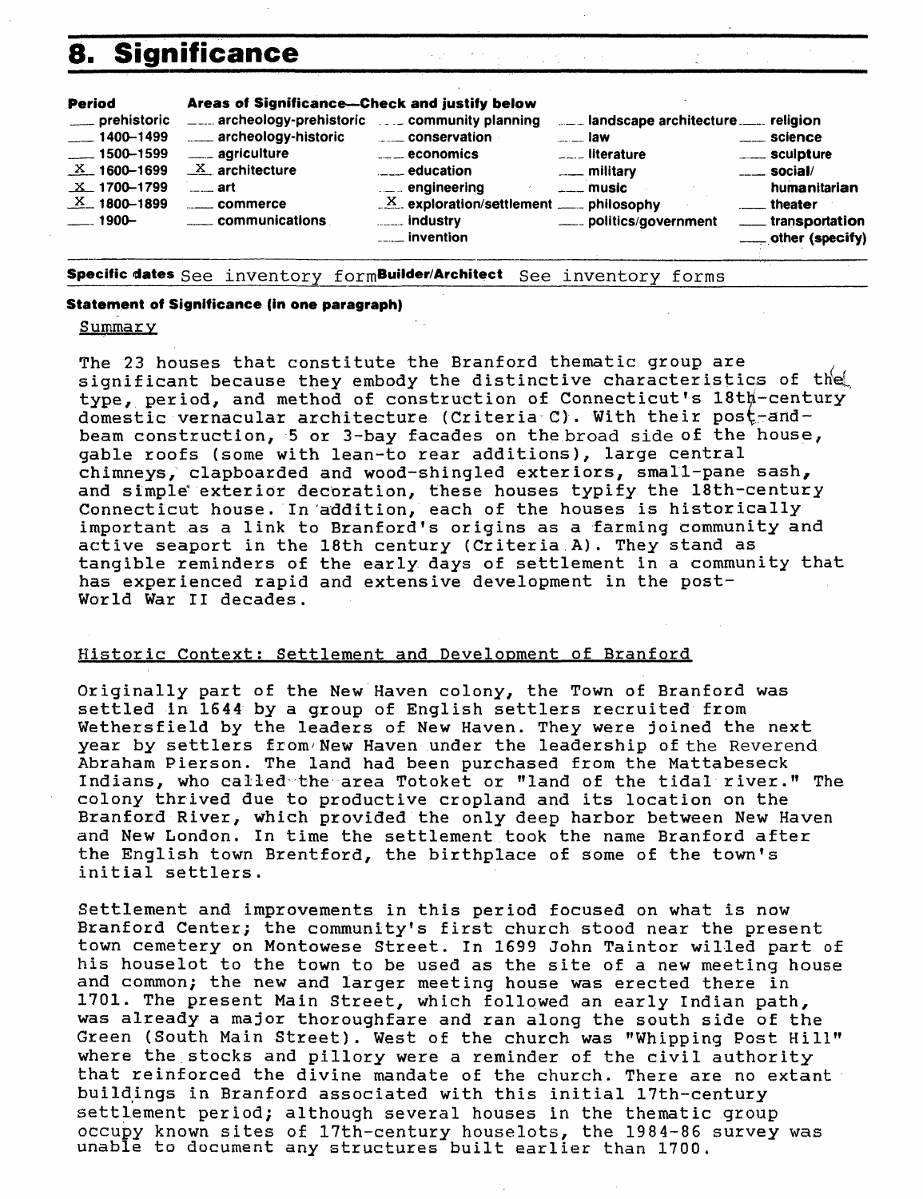## 8. Significance

| Period | Areas of Significance—Check and justify below | | | |
|---|---|---|---|---|
| ___ prehistoric | ___ archeology-prehistoric | ___ community planning | ___ landscape architecture | ___ religion |
| ___ 1400–1499 | ___ archeology-historic | ___ conservation | ___ law | ___ science |
| ___ 1500–1599 | ___ agriculture | ___ economics | ___ literature | ___ sculpture |
| X 1600–1699 | X architecture | ___ education | ___ military | ___ social/ humanitarian |
| X 1700–1799 | ___ art | ___ engineering | ___ music | ___ theater |
| X 1800–1899 | ___ commerce | X exploration/settlement | ___ philosophy | ___ transportation |
| ___ 1900– | ___ communications | ___ industry | ___ politics/government | ___ other (specify) |
| | | ___ invention | | |

**Specific dates** See inventory form **Builder/Architect** See inventory forms

**Statement of Significance (in one paragraph)**

Summary

The 23 houses that constitute the Branford thematic group are significant because they embody the distinctive characteristics of the type, period, and method of construction of Connecticut's 18th-century domestic vernacular architecture (Criteria C). With their post-and-beam construction, 5 or 3-bay facades on the broad side of the house, gable roofs (some with lean-to rear additions), large central chimneys, clapboarded and wood-shingled exteriors, small-pane sash, and simple exterior decoration, these houses typify the 18th-century Connecticut house. In addition, each of the houses is historically important as a link to Branford's origins as a farming community and active seaport in the 18th century (Criteria A). They stand as tangible reminders of the early days of settlement in a community that has experienced rapid and extensive development in the post-World War II decades.

Historic Context: Settlement and Development of Branford

Originally part of the New Haven colony, the Town of Branford was settled in 1644 by a group of English settlers recruited from Wethersfield by the leaders of New Haven. They were joined the next year by settlers from New Haven under the leadership of the Reverend Abraham Pierson. The land had been purchased from the Mattabeseck Indians, who called the area Totoket or "land of the tidal river." The colony thrived due to productive cropland and its location on the Branford River, which provided the only deep harbor between New Haven and New London. In time the settlement took the name Branford after the English town Brentford, the birthplace of some of the town's initial settlers.

Settlement and improvements in this period focused on what is now Branford Center; the community's first church stood near the present town cemetery on Montowese Street. In 1699 John Taintor willed part of his houselot to the town to be used as the site of a new meeting house and common; the new and larger meeting house was erected there in 1701. The present Main Street, which followed an early Indian path, was already a major thoroughfare and ran along the south side of the Green (South Main Street). West of the church was "Whipping Post Hill" where the stocks and pillory were a reminder of the civil authority that reinforced the divine mandate of the church. There are no extant buildings in Branford associated with this initial 17th-century settlement period; although several houses in the thematic group occupy known sites of 17th-century houselots, the 1984-86 survey was unable to document any structures built earlier than 1700.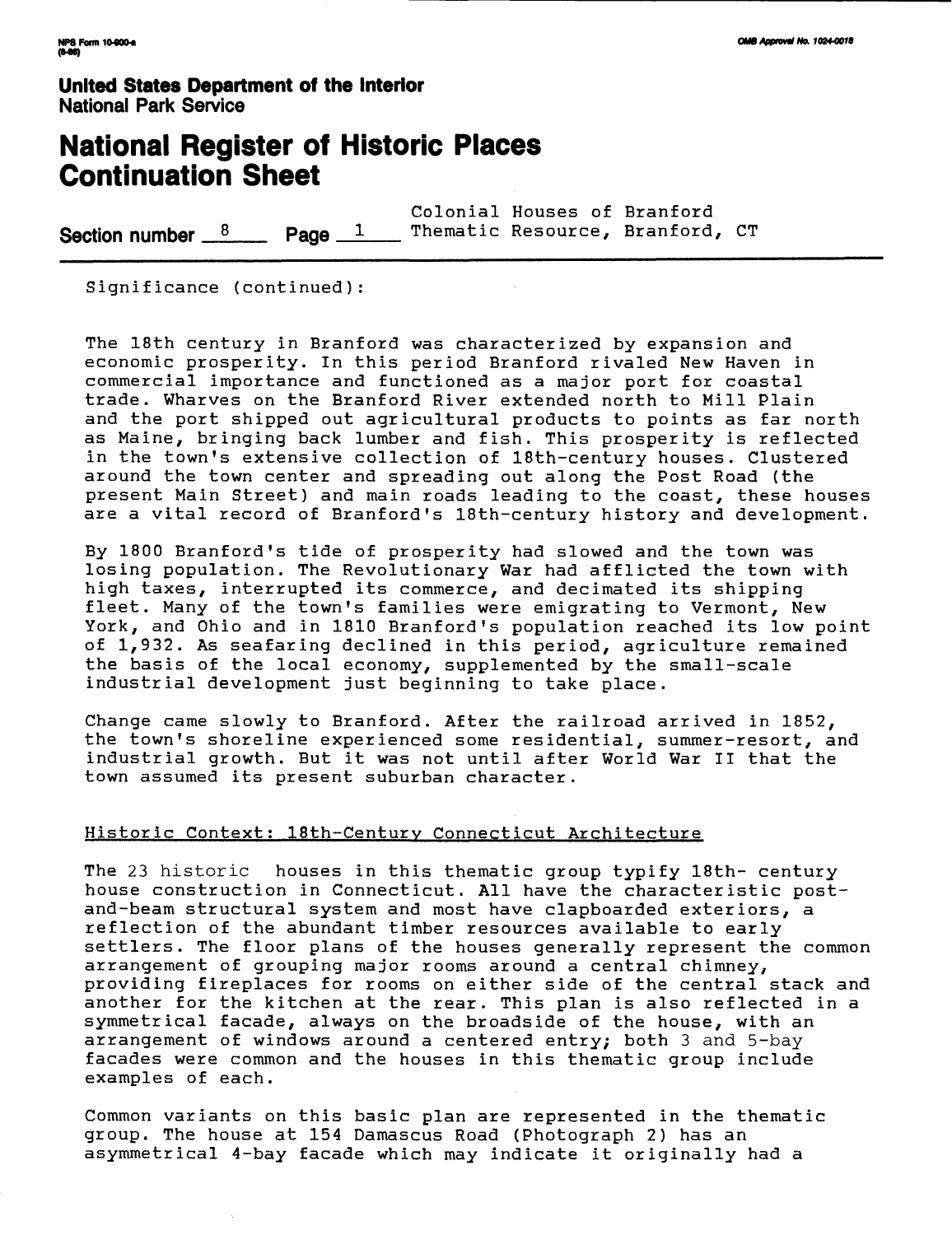**United States Department of the Interior**
**National Park Service**

# National Register of Historic Places Continuation Sheet

**Section number** 8 **Page** 1 — Colonial Houses of Branford Thematic Resource, Branford, CT

Significance (continued):

The 18th century in Branford was characterized by expansion and economic prosperity. In this period Branford rivaled New Haven in commercial importance and functioned as a major port for coastal trade. Wharves on the Branford River extended north to Mill Plain and the port shipped out agricultural products to points as far north as Maine, bringing back lumber and fish. This prosperity is reflected in the town's extensive collection of 18th-century houses. Clustered around the town center and spreading out along the Post Road (the present Main Street) and main roads leading to the coast, these houses are a vital record of Branford's 18th-century history and development.

By 1800 Branford's tide of prosperity had slowed and the town was losing population. The Revolutionary War had afflicted the town with high taxes, interrupted its commerce, and decimated its shipping fleet. Many of the town's families were emigrating to Vermont, New York, and Ohio and in 1810 Branford's population reached its low point of 1,932. As seafaring declined in this period, agriculture remained the basis of the local economy, supplemented by the small-scale industrial development just beginning to take place.

Change came slowly to Branford. After the railroad arrived in 1852, the town's shoreline experienced some residential, summer-resort, and industrial growth. But it was not until after World War II that the town assumed its present suburban character.

## Historic Context: 18th-Century Connecticut Architecture

The 23 historic houses in this thematic group typify 18th- century house construction in Connecticut. All have the characteristic post-and-beam structural system and most have clapboarded exteriors, a reflection of the abundant timber resources available to early settlers. The floor plans of the houses generally represent the common arrangement of grouping major rooms around a central chimney, providing fireplaces for rooms on either side of the central stack and another for the kitchen at the rear. This plan is also reflected in a symmetrical facade, always on the broadside of the house, with an arrangement of windows around a centered entry; both 3 and 5-bay facades were common and the houses in this thematic group include examples of each.

Common variants on this basic plan are represented in the thematic group. The house at 154 Damascus Road (Photograph 2) has an asymmetrical 4-bay facade which may indicate it originally had a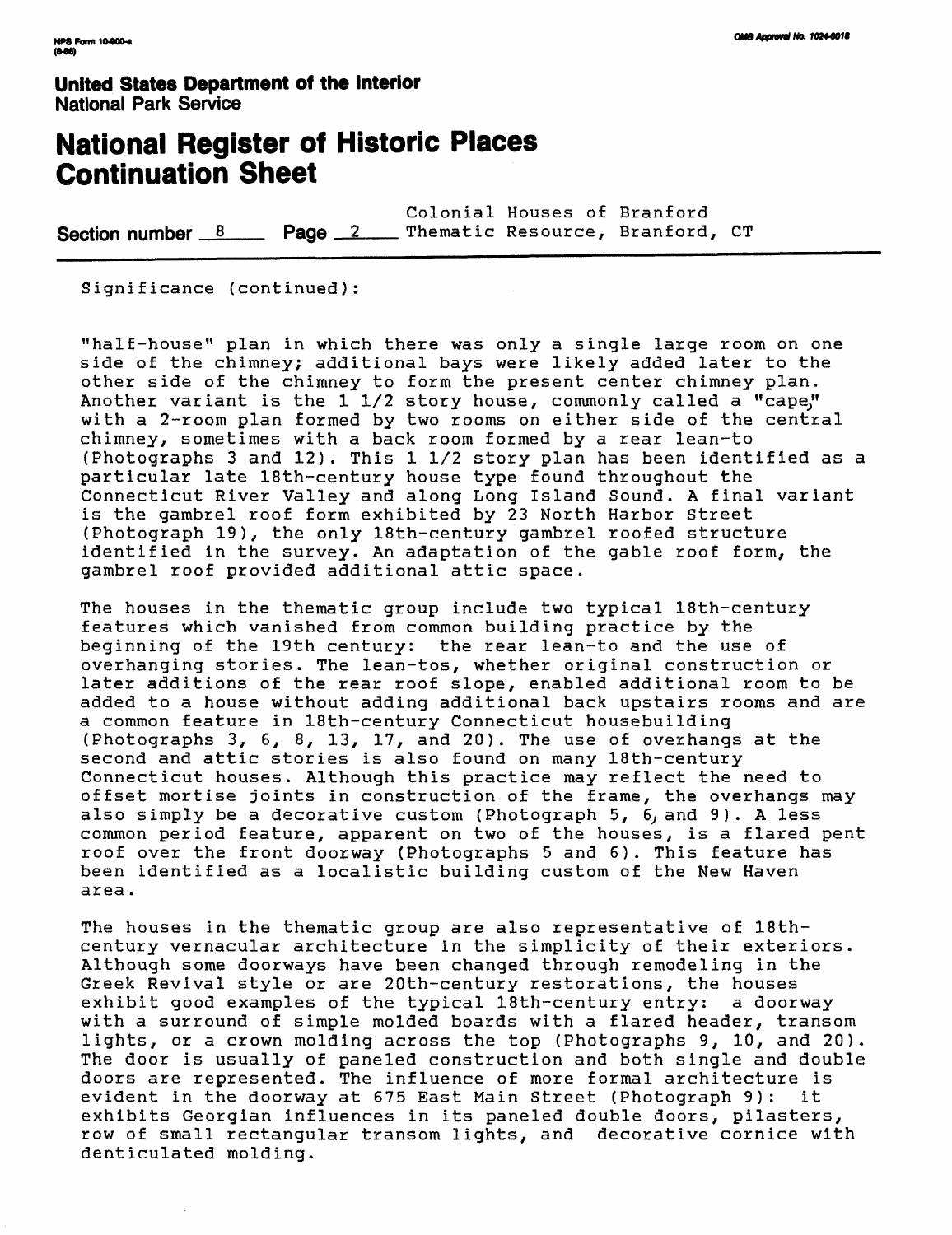**United States Department of the Interior**
**National Park Service**

# National Register of Historic Places Continuation Sheet

**Section number** 8 **Page** 2 Colonial Houses of Branford Thematic Resource, Branford, CT

Significance (continued):

"half-house" plan in which there was only a single large room on one side of the chimney; additional bays were likely added later to the other side of the chimney to form the present center chimney plan. Another variant is the 1 1/2 story house, commonly called a "cape," with a 2-room plan formed by two rooms on either side of the central chimney, sometimes with a back room formed by a rear lean-to (Photographs 3 and 12). This 1 1/2 story plan has been identified as a particular late 18th-century house type found throughout the Connecticut River Valley and along Long Island Sound. A final variant is the gambrel roof form exhibited by 23 North Harbor Street (Photograph 19), the only 18th-century gambrel roofed structure identified in the survey. An adaptation of the gable roof form, the gambrel roof provided additional attic space.

The houses in the thematic group include two typical 18th-century features which vanished from common building practice by the beginning of the 19th century: the rear lean-to and the use of overhanging stories. The lean-tos, whether original construction or later additions of the rear roof slope, enabled additional room to be added to a house without adding additional back upstairs rooms and are a common feature in 18th-century Connecticut housebuilding (Photographs 3, 6, 8, 13, 17, and 20). The use of overhangs at the second and attic stories is also found on many 18th-century Connecticut houses. Although this practice may reflect the need to offset mortise joints in construction of the frame, the overhangs may also simply be a decorative custom (Photograph 5, 6, and 9). A less common period feature, apparent on two of the houses, is a flared pent roof over the front doorway (Photographs 5 and 6). This feature has been identified as a localistic building custom of the New Haven area.

The houses in the thematic group are also representative of 18th-century vernacular architecture in the simplicity of their exteriors. Although some doorways have been changed through remodeling in the Greek Revival style or are 20th-century restorations, the houses exhibit good examples of the typical 18th-century entry: a doorway with a surround of simple molded boards with a flared header, transom lights, or a crown molding across the top (Photographs 9, 10, and 20). The door is usually of paneled construction and both single and double doors are represented. The influence of more formal architecture is evident in the doorway at 675 East Main Street (Photograph 9): it exhibits Georgian influences in its paneled double doors, pilasters, row of small rectangular transom lights, and decorative cornice with denticulated molding.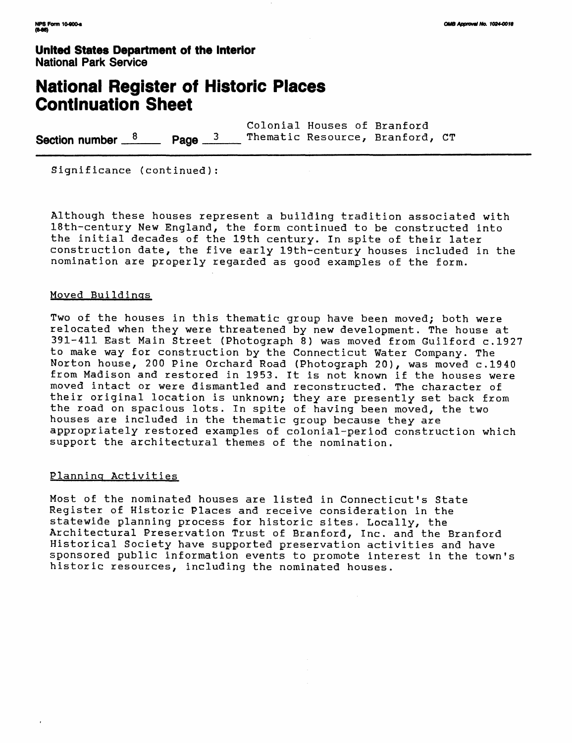Significance (continued):

Although these houses represent a building tradition associated with 18th-century New England, the form continued to be constructed into the initial decades of the 19th century. In spite of their later construction date, the five early 19th-century houses included in the nomination are properly regarded as good examples of the form.

## Moved Buildings

Two of the houses in this thematic group have been moved; both were relocated when they were threatened by new development. The house at 391-411 East Main Street (Photograph 8) was moved from Guilford c.1927 to make way for construction by the Connecticut Water Company. The Norton house, 200 Pine Orchard Road (Photograph 20), was moved c.1940 from Madison and restored in 1953. It is not known if the houses were moved intact or were dismantled and reconstructed. The character of their original location is unknown; they are presently set back from the road on spacious lots. In spite of having been moved, the two houses are included in the thematic group because they are appropriately restored examples of colonial-period construction which support the architectural themes of the nomination.

## Planning Activities

Most of the nominated houses are listed in Connecticut's State Register of Historic Places and receive consideration in the statewide planning process for historic sites. Locally, the Architectural Preservation Trust of Branford, Inc. and the Branford Historical Society have supported preservation activities and have sponsored public information events to promote interest in the town's historic resources, including the nominated houses.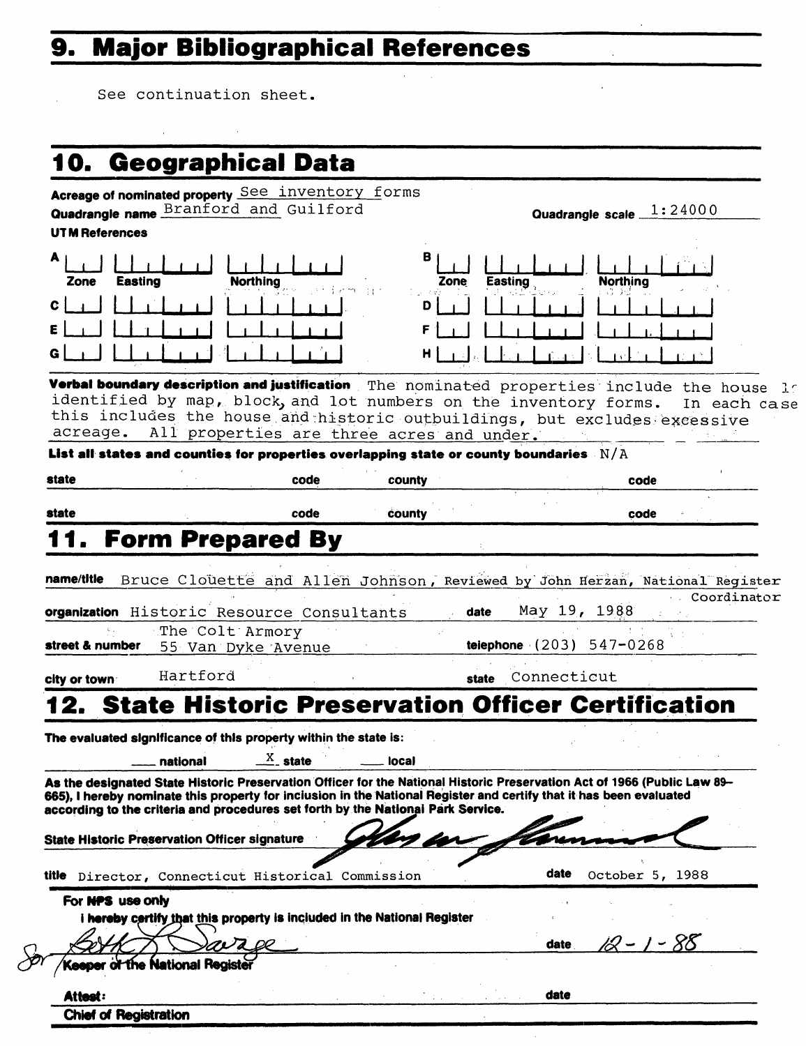## 9. Major Bibliographical References

See continuation sheet.

## 10. Geographical Data

**Acreage of nominated property** See inventory forms

**Quadrangle name** Branford and Guilford **Quadrangle scale** 1:24000

**UTM References**

| | Zone | Easting | Northing | | Zone | Easting | Northing |
|---|---|---|---|---|---|---|---|
| A | | | | B | | | |
| C | | | | D | | | |
| E | | | | F | | | |
| G | | | | H | | | |

**Verbal boundary description and justification** The nominated properties include the house lo identified by map, block, and lot numbers on the inventory forms. In each case this includes the house and historic outbuildings, but excludes excessive acreage. All properties are three acres and under.

**List all states and counties for properties overlapping state or county boundaries** N/A

| state | code | county | code |
|---|---|---|---|
| state | code | county | code |

## 11. Form Prepared By

**name/title** Bruce Clouette and Allen Johnson, Reviewed by John Herzan, National Register Coordinator

**organization** Historic Resource Consultants **date** May 19, 1988

**street & number** The Colt Armory 55 Van Dyke Avenue **telephone** (203) 547-0268

**city or town** Hartford **state** Connecticut

## 12. State Historic Preservation Officer Certification

**The evaluated significance of this property within the state is:**

\_\_\_ national  X state  \_\_\_ local

**As the designated State Historic Preservation Officer for the National Historic Preservation Act of 1966 (Public Law 89-665), I hereby nominate this property for inclusion in the National Register and certify that it has been evaluated according to the criteria and procedures set forth by the National Park Service.**

**State Historic Preservation Officer signature** [signature]

**title** Director, Connecticut Historical Commission **date** October 5, 1988

**For NPS use only**

**I hereby certify that this property is included in the National Register**

for [signature] **date** 12-1-88

**Keeper of the National Register**

**Attest:** **date**

**Chief of Registration**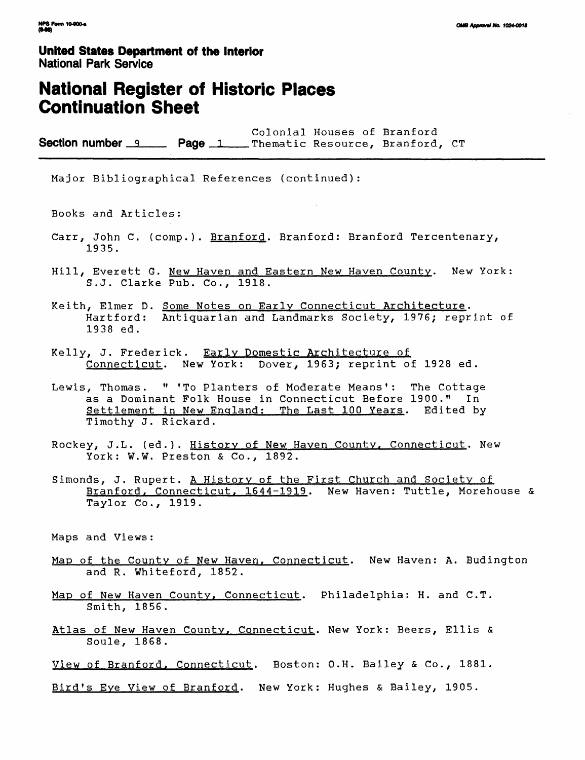**United States Department of the Interior**
**National Park Service**

# National Register of Historic Places Continuation Sheet

**Section number** 9 **Page** 1 Colonial Houses of Branford Thematic Resource, Branford, CT

Major Bibliographical References (continued):

Books and Articles:

Carr, John C. (comp.). Branford. Branford: Branford Tercentenary, 1935.

Hill, Everett G. New Haven and Eastern New Haven County. New York: S.J. Clarke Pub. Co., 1918.

Keith, Elmer D. Some Notes on Early Connecticut Architecture. Hartford: Antiquarian and Landmarks Society, 1976; reprint of 1938 ed.

Kelly, J. Frederick. Early Domestic Architecture of Connecticut. New York: Dover, 1963; reprint of 1928 ed.

Lewis, Thomas. " 'To Planters of Moderate Means': The Cottage as a Dominant Folk House in Connecticut Before 1900." In Settlement in New England: The Last 100 Years. Edited by Timothy J. Rickard.

Rockey, J.L. (ed.). History of New Haven County, Connecticut. New York: W.W. Preston & Co., 1892.

Simonds, J. Rupert. A History of the First Church and Society of Branford, Connecticut, 1644-1919. New Haven: Tuttle, Morehouse & Taylor Co., 1919.

Maps and Views:

Map of the County of New Haven, Connecticut. New Haven: A. Budington and R. Whiteford, 1852.

Map of New Haven County, Connecticut. Philadelphia: H. and C.T. Smith, 1856.

Atlas of New Haven County, Connecticut. New York: Beers, Ellis & Soule, 1868.

View of Branford, Connecticut. Boston: O.H. Bailey & Co., 1881.

Bird's Eye View of Branford. New York: Hughes & Bailey, 1905.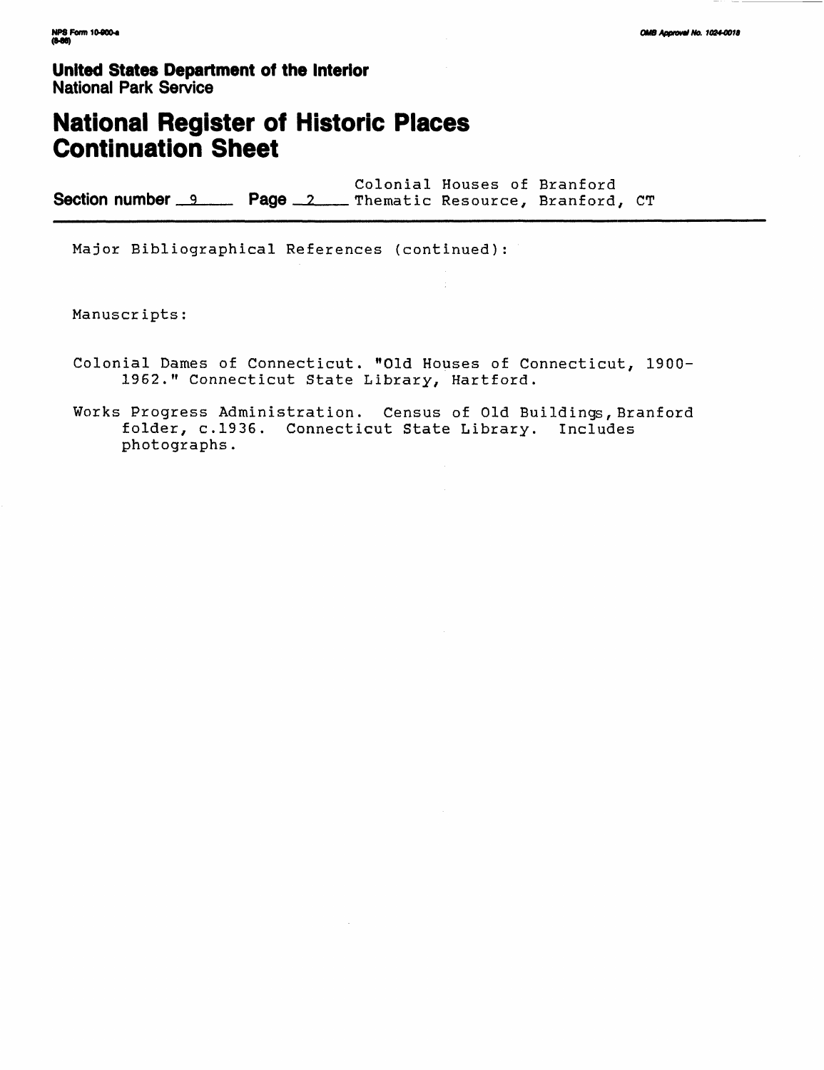**United States Department of the Interior**
National Park Service

# National Register of Historic Places Continuation Sheet

**Section number** 9 **Page** 2 Colonial Houses of Branford Thematic Resource, Branford, CT

Major Bibliographical References (continued):

Manuscripts:

Colonial Dames of Connecticut. "Old Houses of Connecticut, 1900-1962." Connecticut State Library, Hartford.

Works Progress Administration. Census of Old Buildings, Branford folder, c.1936. Connecticut State Library. Includes photographs.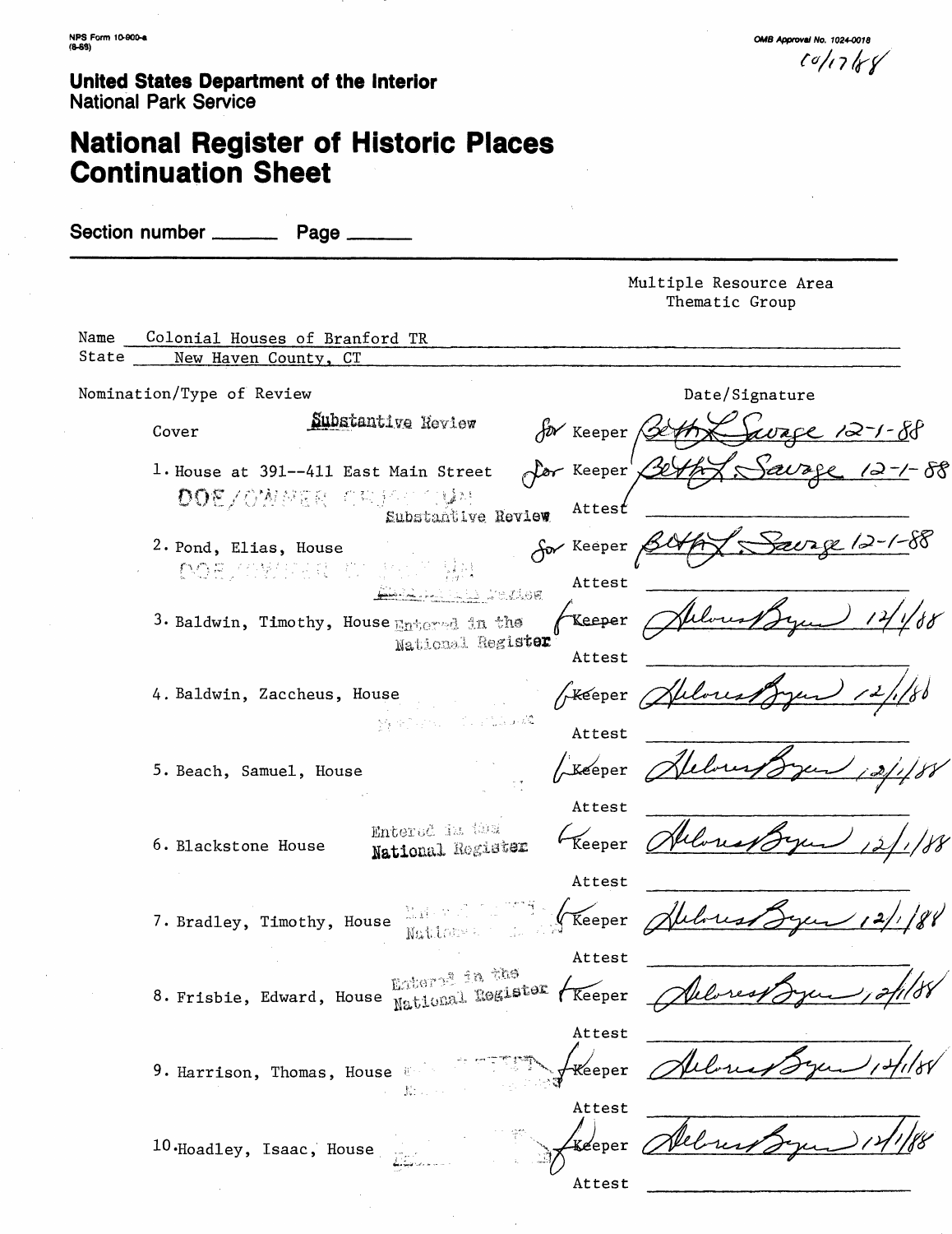NPS Form 10-900-a
(8-86)

OMB Approval No. 1024-0018

10/17/88

**United States Department of the Interior**
National Park Service

# National Register of Historic Places Continuation Sheet

Section number \_\_\_\_\_\_ Page \_\_\_\_\_\_

Multiple Resource Area
Thematic Group

Name Colonial Houses of Branford TR
State New Haven County, CT

| Nomination/Type of Review | | | Date/Signature |
|---|---|---|---|
| Cover | Substantive Review | for Keeper | Beth L. Savage 12-1-88 |
| 1. House at 391--411 East Main Street | DOE/OWNER OBJECTION Substantive Review | for Keeper | Beth L. Savage 12-1-88 |
| | | Attest | |
| 2. Pond, Elias, House | DOE/OWNER OBJECTION Substantive Review | for Keeper | Beth L. Savage 12-1-88 |
| | | Attest | |
| 3. Baldwin, Timothy, House | Entered in the National Register | Keeper | Delores Byers 12/1/88 |
| | | Attest | |
| 4. Baldwin, Zaccheus, House | Entered in the National Register | Keeper | Delores Byers 12/1/88 |
| | | Attest | |
| 5. Beach, Samuel, House | | Keeper | Delores Byers 12/1/88 |
| | | Attest | |
| 6. Blackstone House | Entered in the National Register | Keeper | Delores Byers 12/1/88 |
| | | Attest | |
| 7. Bradley, Timothy, House | Entered in the National Register | Keeper | Delores Byers 12/1/88 |
| | | Attest | |
| 8. Frisbie, Edward, House | Entered in the National Register | Keeper | Delores Byers 12/1/88 |
| | | Attest | |
| 9. Harrison, Thomas, House | Entered in the National Register | Keeper | Delores Byers 12/1/88 |
| | | Attest | |
| 10. Hoadley, Isaac, House | Entered in the National Register | Keeper | Delores Byers 12/1/88 |
| | | Attest | |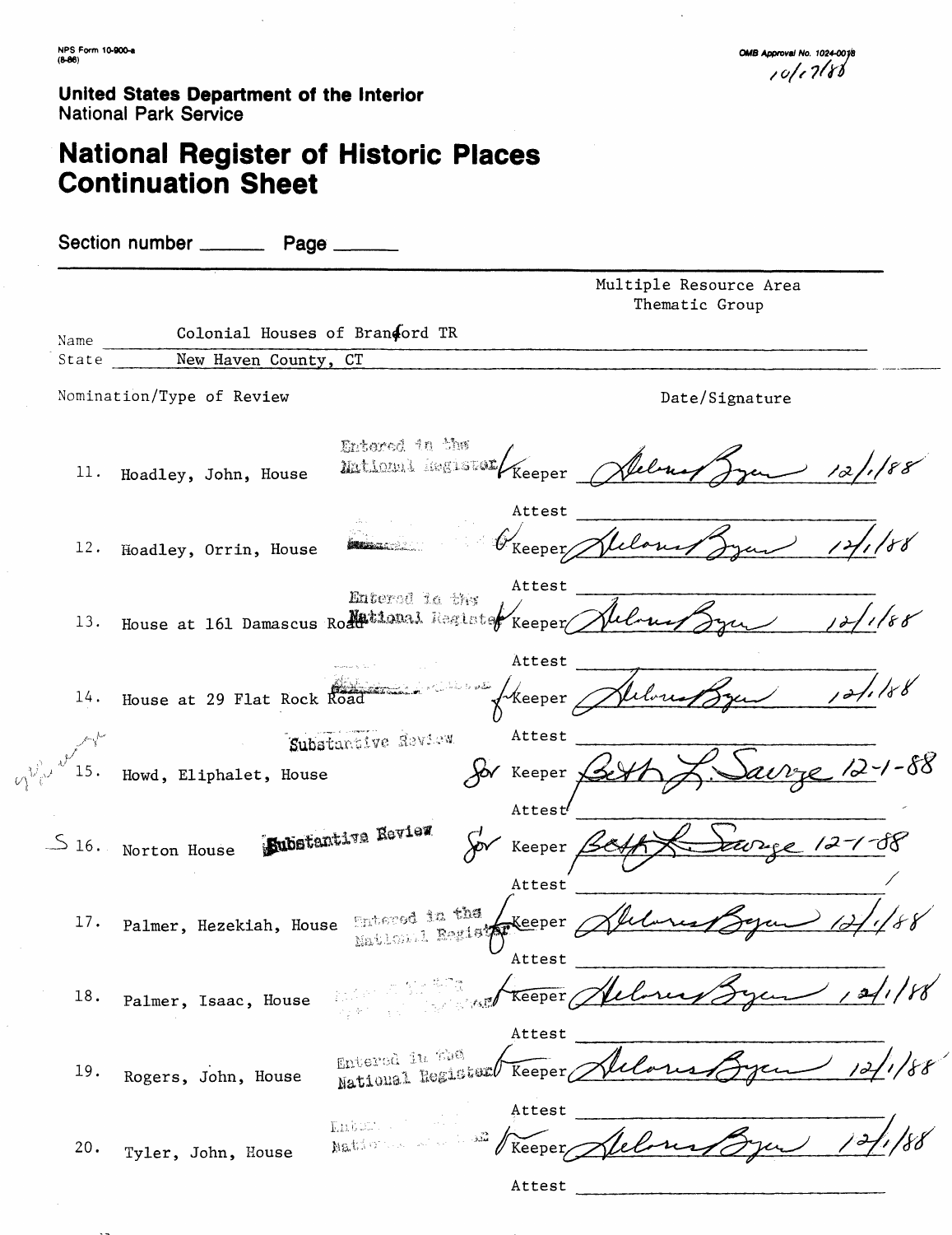NPS Form 10-900-a
(8-86)

OMB Approval No. 1024-0018
10/17/88

**United States Department of the Interior**
National Park Service

# National Register of Historic Places Continuation Sheet

Section number ______ Page ______

Multiple Resource Area
Thematic Group

Name: Colonial Houses of Branford TR
State: New Haven County, CT

| Nomination/Type of Review | | | Date/Signature |
|---|---|---|---|
| 11. Hoadley, John, House | Entered in the National Register | Keeper | Delores Byers 12/1/88 |
| | | Attest | |
| 12. Hoadley, Orrin, House | | Keeper | Delores Byers 12/1/88 |
| | | Attest | |
| 13. House at 161 Damascus Road | Entered in the National Register | Keeper | Delores Byers 12/1/88 |
| | | Attest | |
| 14. House at 29 Flat Rock Road | | Keeper | Delores Byers 12/1/88 |
| | | Attest | |
| 15. Howd, Eliphalet, House | Substantive Review | for Keeper | Beth L. Savage 12-1-88 |
| | | Attest | |
| 16. Norton House | Substantive Review | for Keeper | Beth L. Savage 12-1-88 |
| | | Attest | |
| 17. Palmer, Hezekiah, House | Entered in the National Register | Keeper | Delores Byers 12/1/88 |
| | | Attest | |
| 18. Palmer, Isaac, House | | Keeper | Delores Byers 12/1/88 |
| | | Attest | |
| 19. Rogers, John, House | Entered in the National Register | Keeper | Delores Byers 12/1/88 |
| | | Attest | |
| 20. Tyler, John, House | | Keeper | Delores Byers 12/1/88 |
| | | Attest | |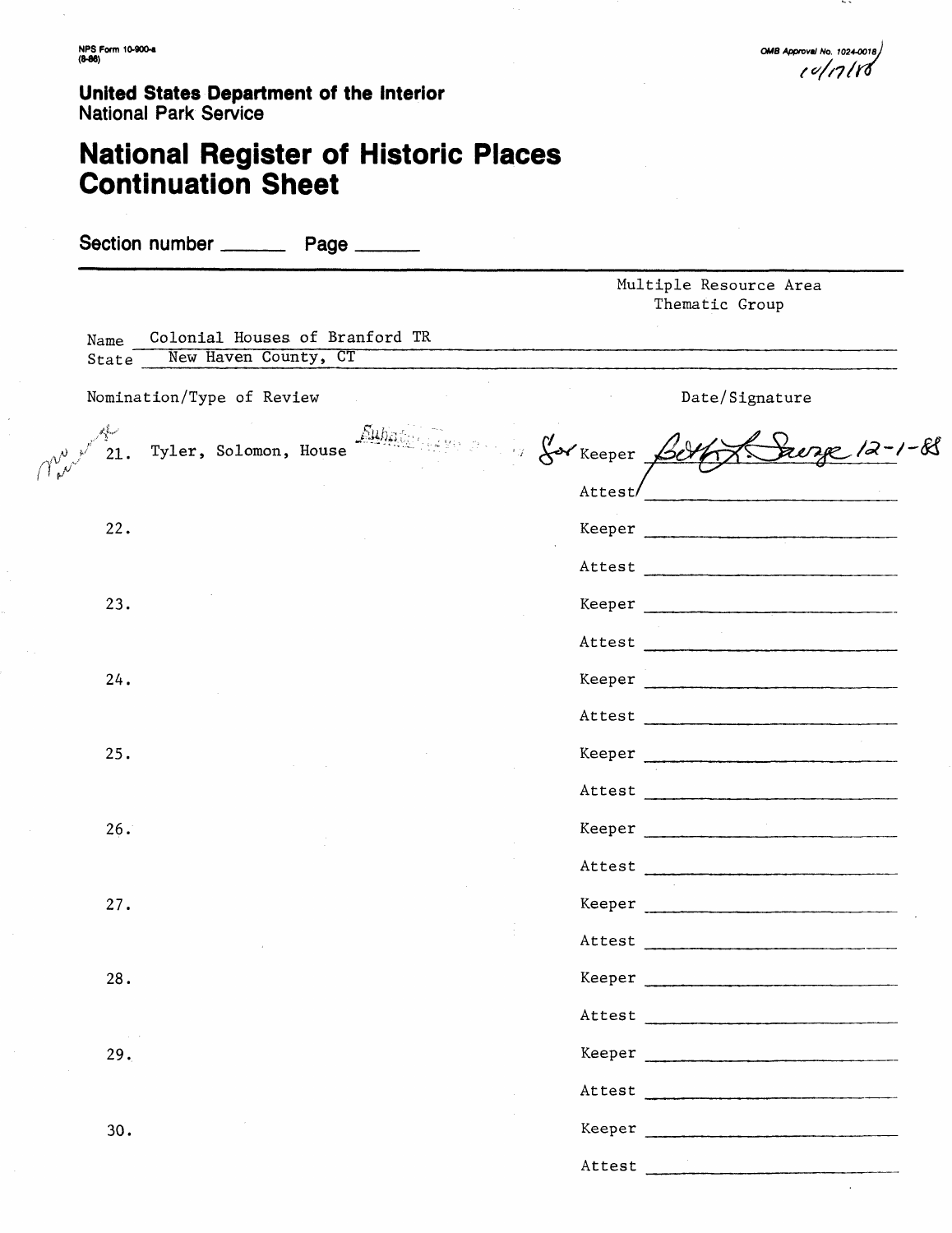NPS Form 10-900-a
(8-86)

OMB Approval No. 1024-0018
10/17/88

**United States Department of the Interior**
National Park Service

# National Register of Historic Places Continuation Sheet

Section number ______ Page ______

Multiple Resource Area
Thematic Group

Name Colonial Houses of Branford TR
State New Haven County, CT

| Nomination/Type of Review | | Date/Signature |
|---|---|---|
| 21. Tyler, Solomon, House | Substantive Review | for Keeper Beth L. Savage 12-1-88 |
| | | Attest ______ |
| 22. | | Keeper ______ |
| | | Attest ______ |
| 23. | | Keeper ______ |
| | | Attest ______ |
| 24. | | Keeper ______ |
| | | Attest ______ |
| 25. | | Keeper ______ |
| | | Attest ______ |
| 26. | | Keeper ______ |
| | | Attest ______ |
| 27. | | Keeper ______ |
| | | Attest ______ |
| 28. | | Keeper ______ |
| | | Attest ______ |
| 29. | | Keeper ______ |
| | | Attest ______ |
| 30. | | Keeper ______ |
| | | Attest ______ |